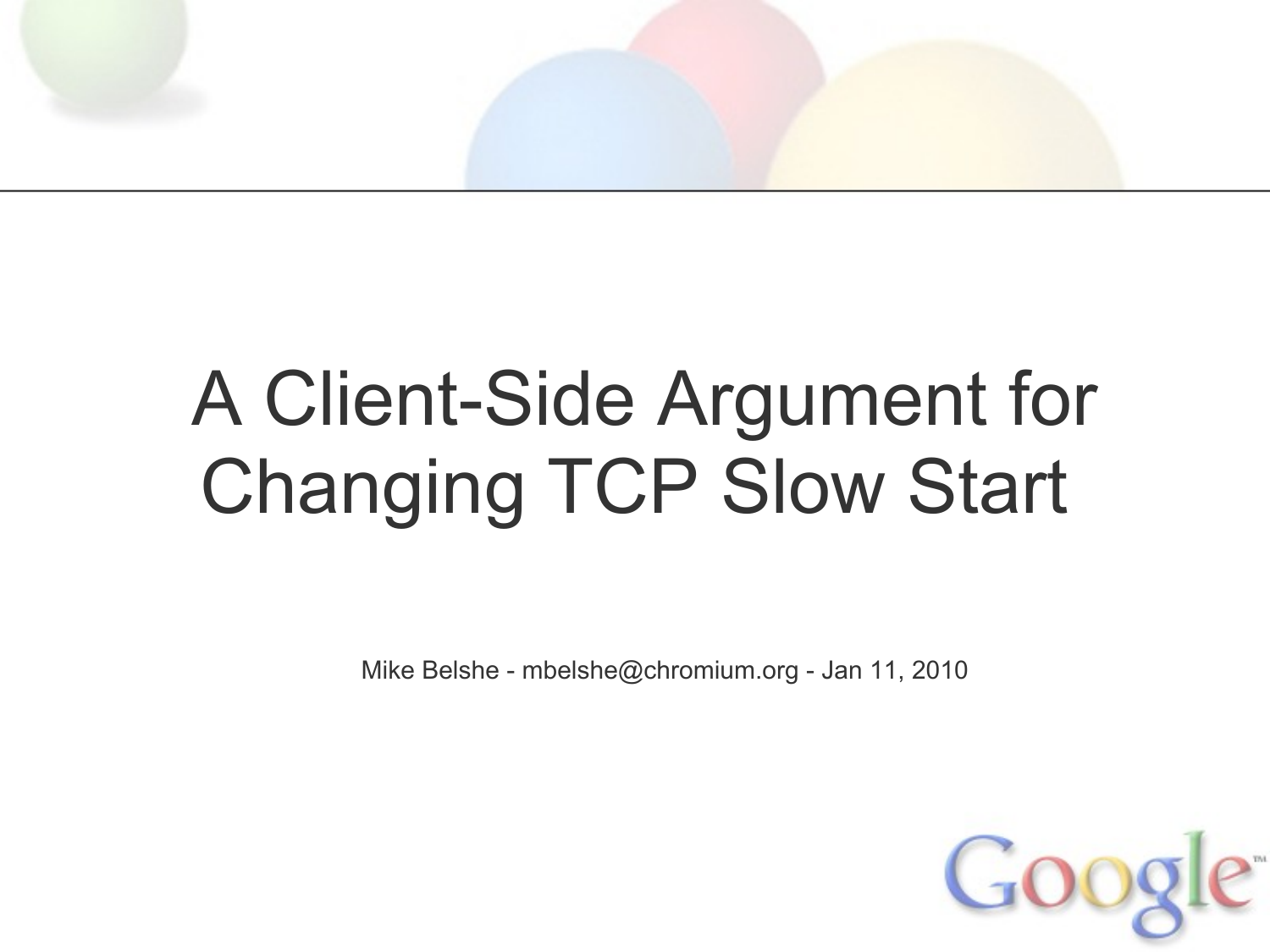# A Client-Side Argument for Changing TCP Slow Start

Mike Belshe - mbelshe@chromium.org - Jan 11, 2010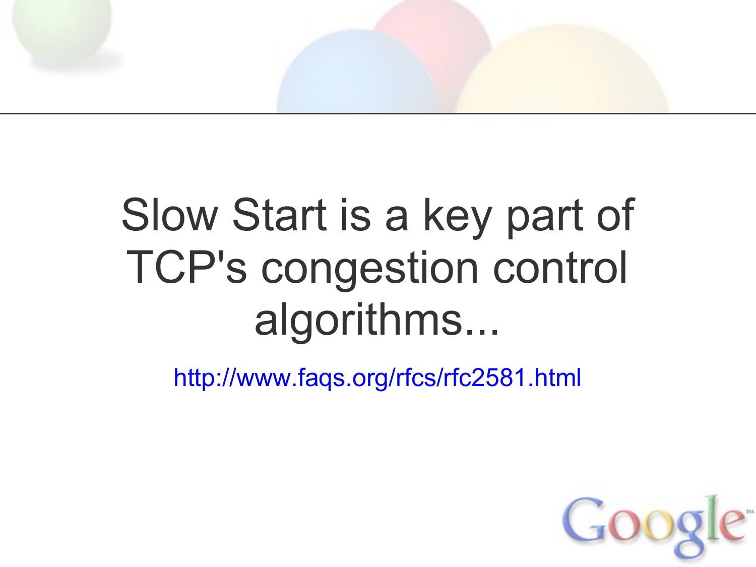Slow Start is a key part of TCP's congestion control algorithms...

http://www.faqs.org/rfcs/rfc2581.html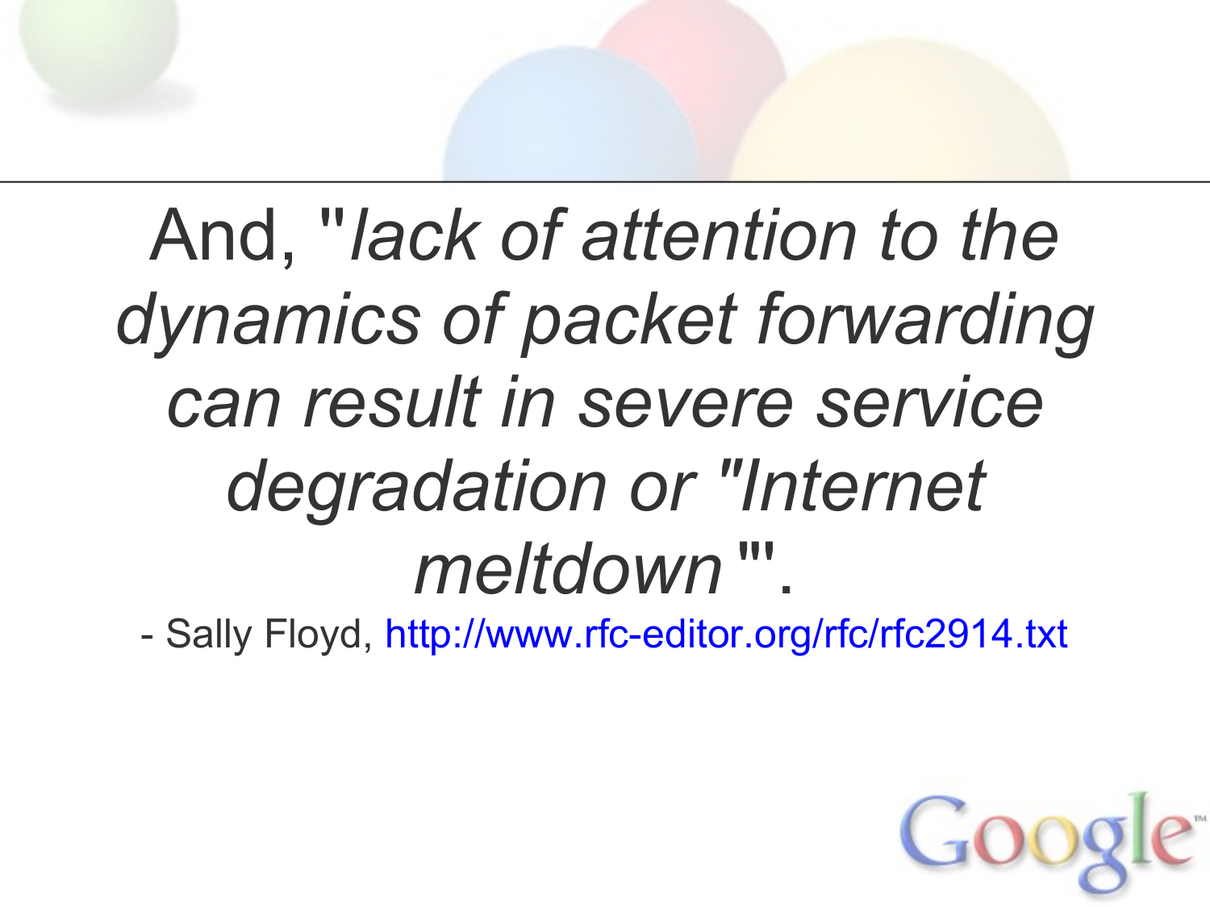And, "*lack of attention to the dynamics of packet forwarding can result in severe service degradation or "Internet meltdown*"'.

- Sally Floyd, http://www.rfc-editor.org/rfc/rfc2914.txt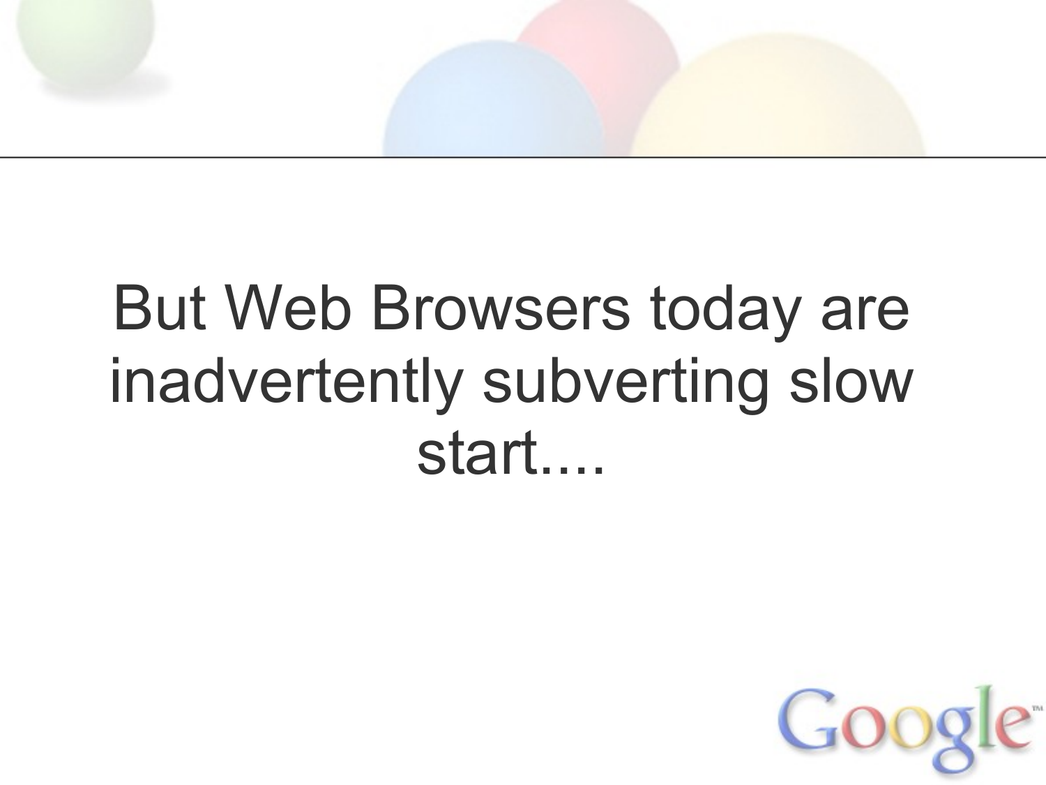But Web Browsers today are inadvertently subverting slow start....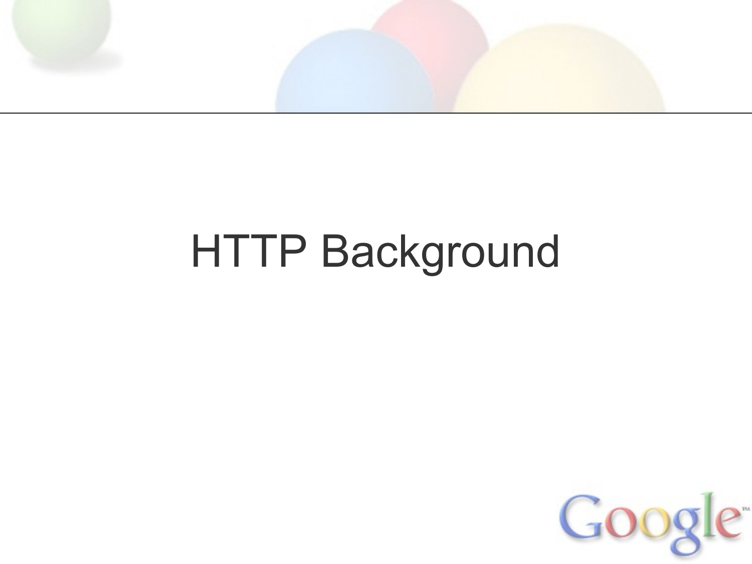# HTTP Background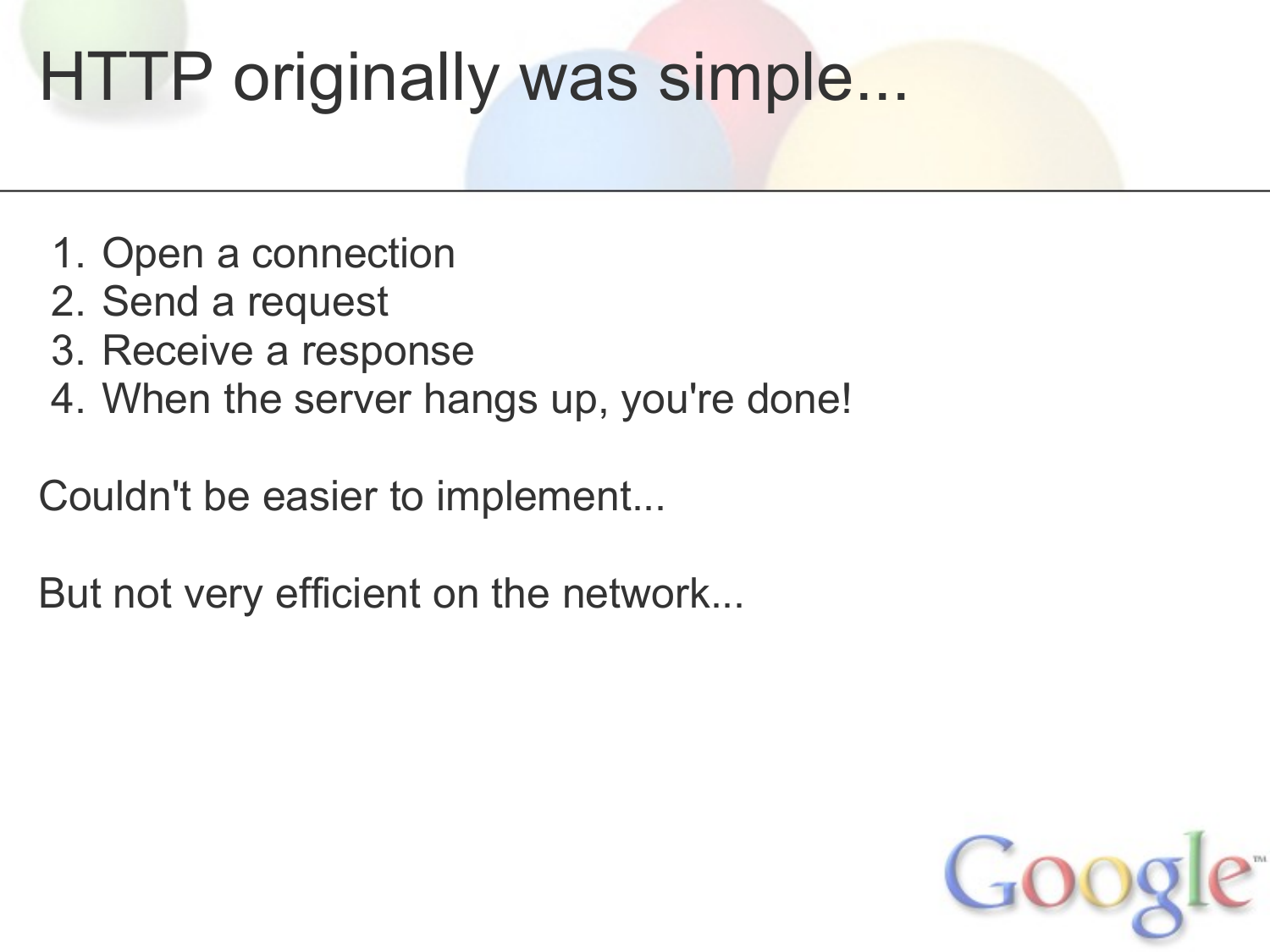# HTTP originally was simple...

1. Open a connection
2. Send a request
3. Receive a response
4. When the server hangs up, you're done!

Couldn't be easier to implement...

But not very efficient on the network...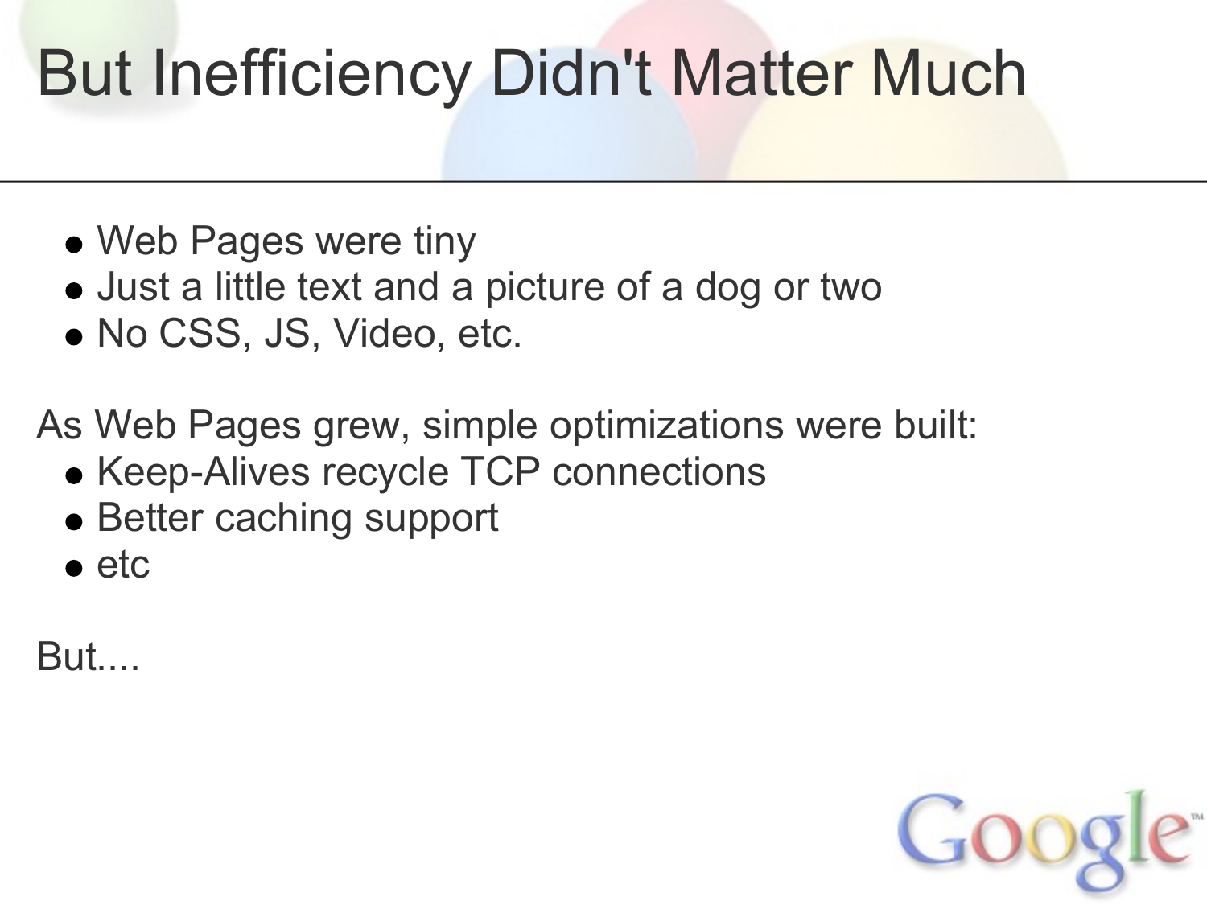# But Inefficiency Didn't Matter Much

- Web Pages were tiny
- Just a little text and a picture of a dog or two
- No CSS, JS, Video, etc.

As Web Pages grew, simple optimizations were built:

- Keep-Alives recycle TCP connections
- Better caching support
- etc

But....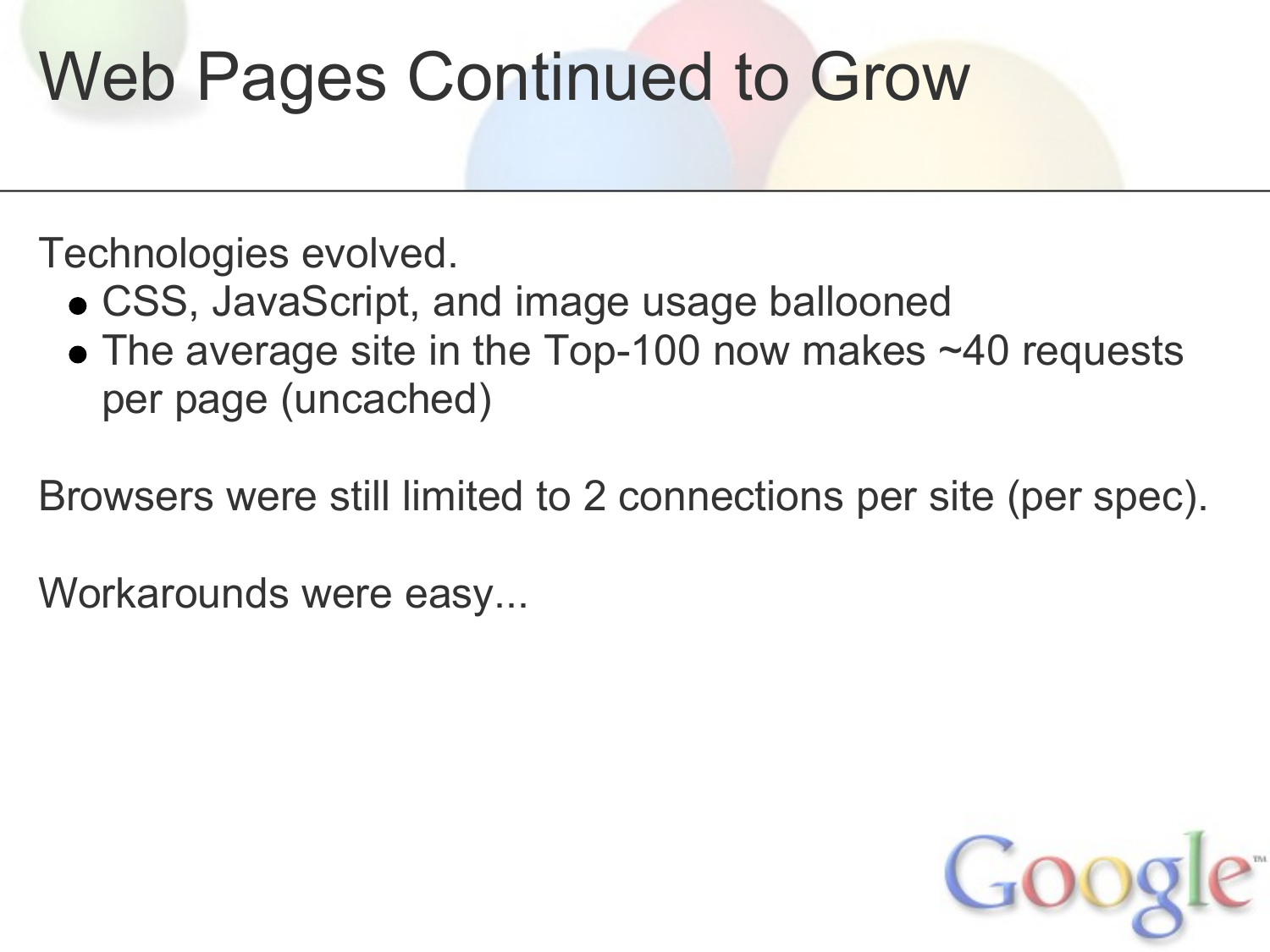# Web Pages Continued to Grow

Technologies evolved.

- CSS, JavaScript, and image usage ballooned
- The average site in the Top-100 now makes ~40 requests per page (uncached)

Browsers were still limited to 2 connections per site (per spec).

Workarounds were easy...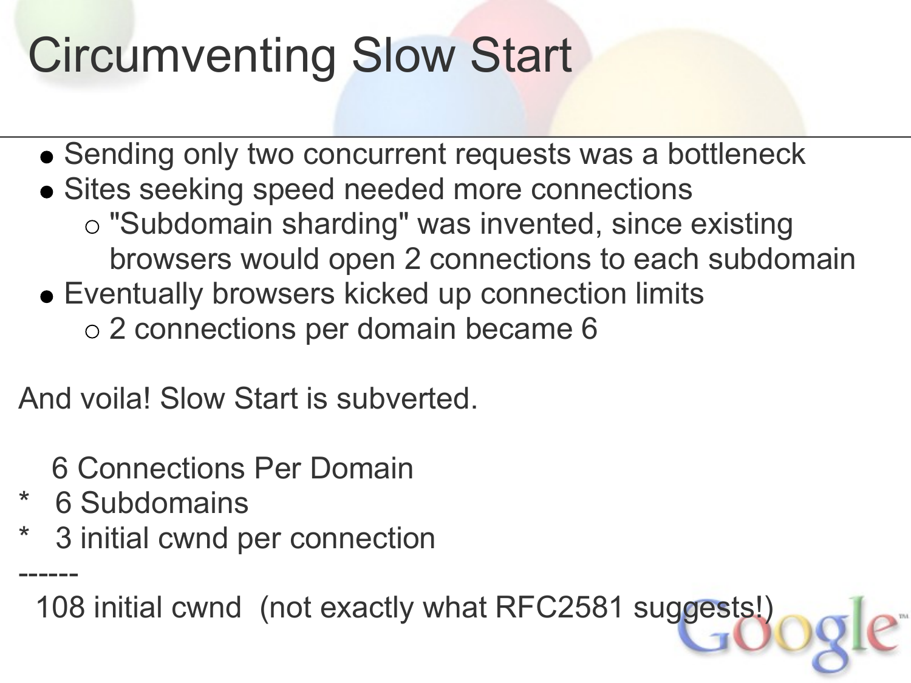# Circumventing Slow Start

- Sending only two concurrent requests was a bottleneck
- Sites seeking speed needed more connections
  - "Subdomain sharding" was invented, since existing browsers would open 2 connections to each subdomain
- Eventually browsers kicked up connection limits
  - 2 connections per domain became 6

And voila! Slow Start is subverted.

```
   6 Connections Per Domain
*  6 Subdomains
*  3 initial cwnd per connection
------
 108 initial cwnd  (not exactly what RFC2581 suggests!)
```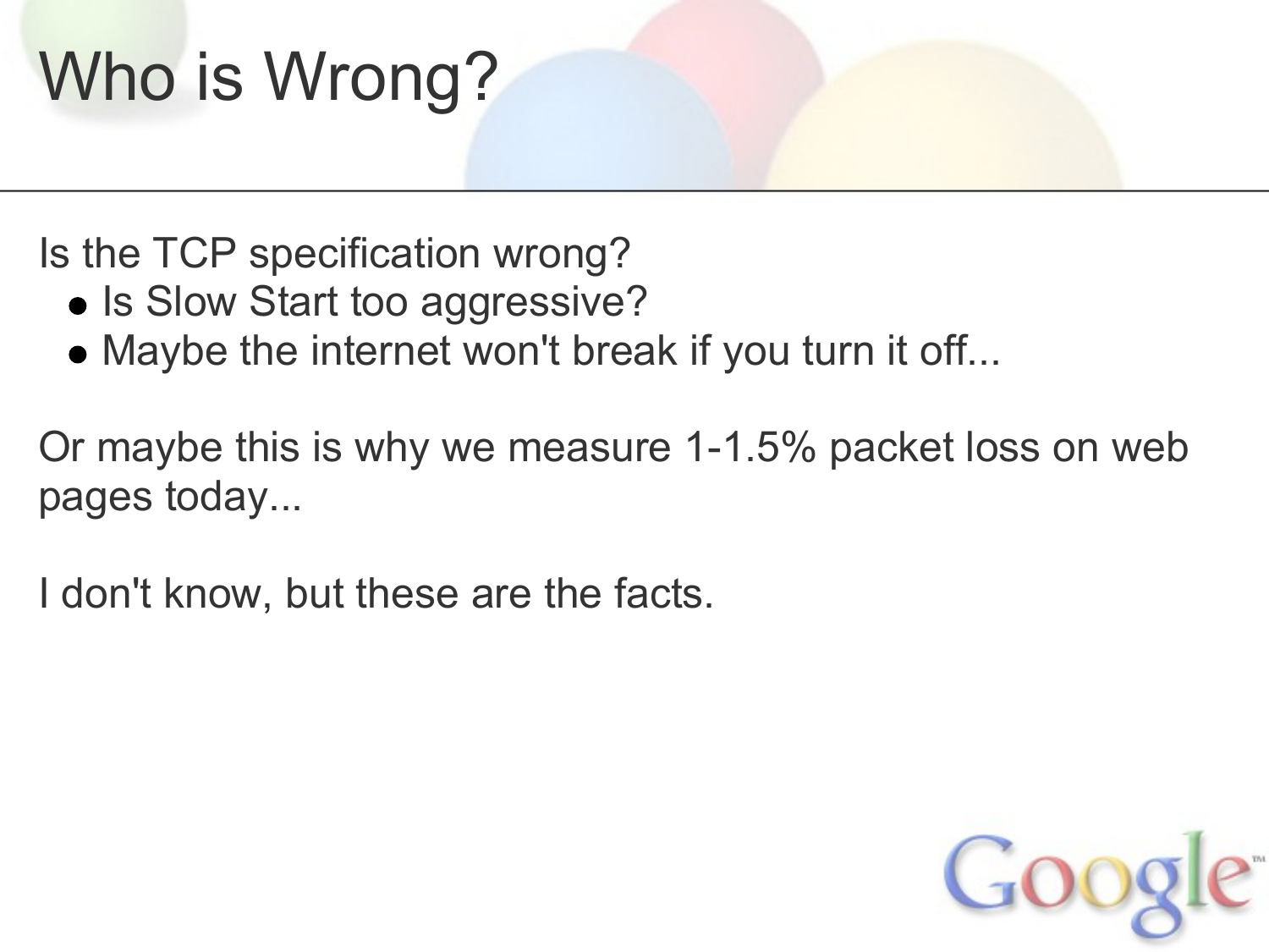# Who is Wrong?

Is the TCP specification wrong?

- Is Slow Start too aggressive?
- Maybe the internet won't break if you turn it off...

Or maybe this is why we measure 1-1.5% packet loss on web pages today...

I don't know, but these are the facts.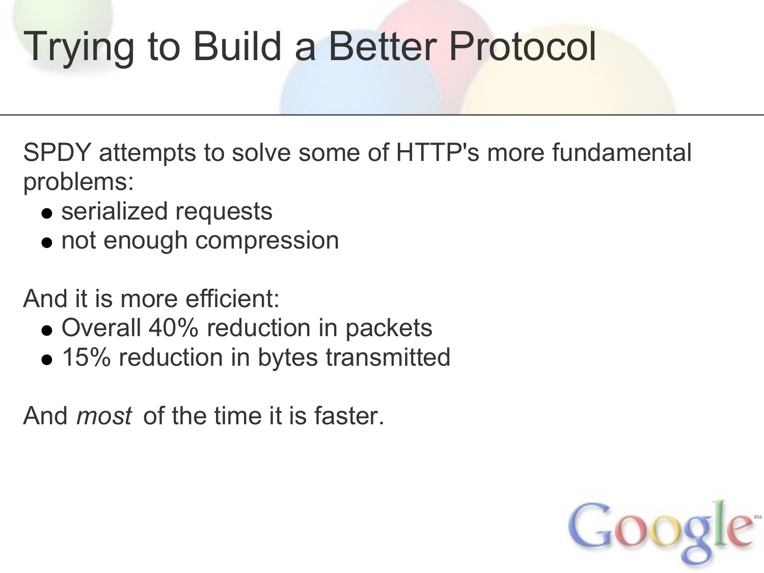# Trying to Build a Better Protocol

SPDY attempts to solve some of HTTP's more fundamental problems:

- serialized requests
- not enough compression

And it is more efficient:

- Overall 40% reduction in packets
- 15% reduction in bytes transmitted

And *most* of the time it is faster.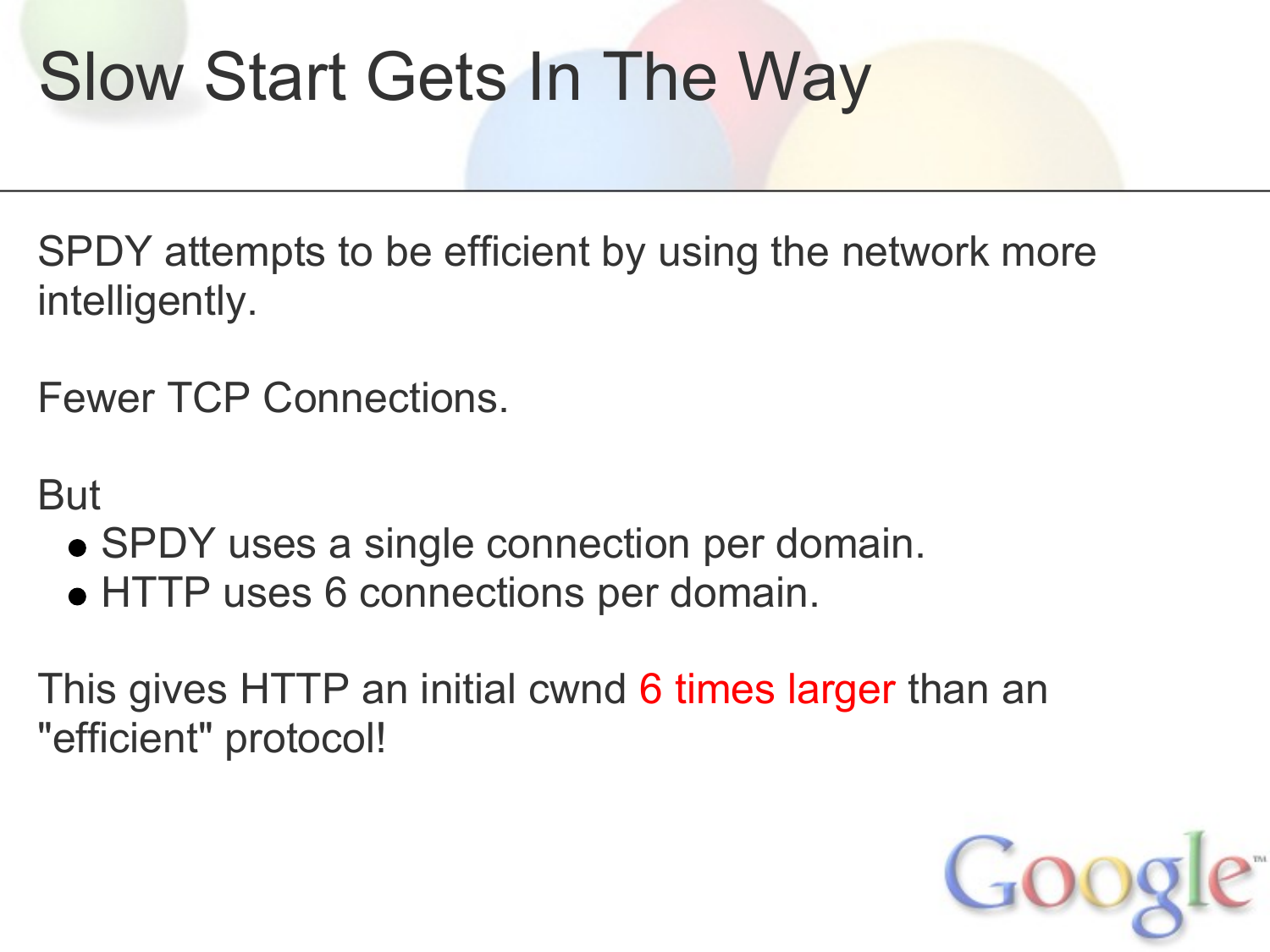# Slow Start Gets In The Way

SPDY attempts to be efficient by using the network more intelligently.

Fewer TCP Connections.

But

- SPDY uses a single connection per domain.
- HTTP uses 6 connections per domain.

This gives HTTP an initial cwnd 6 times larger than an "efficient" protocol!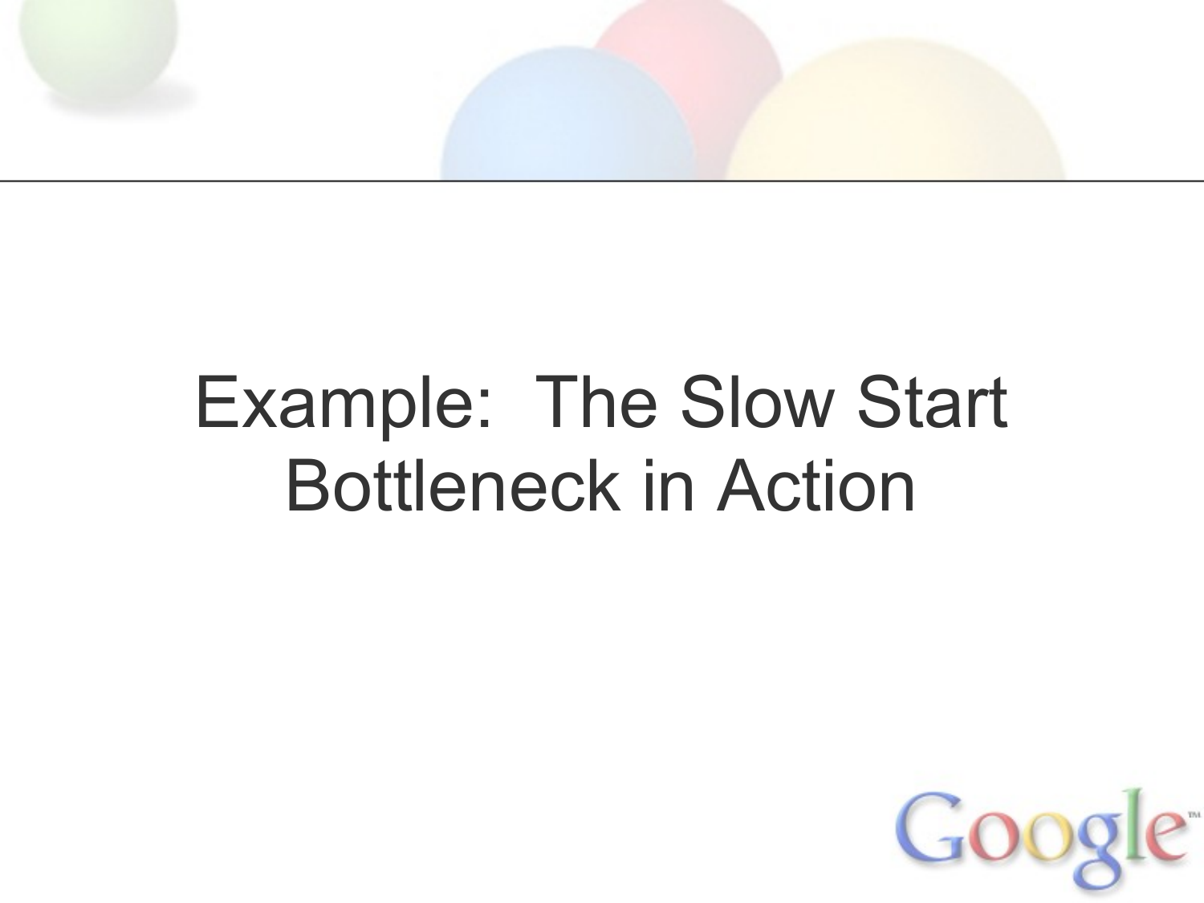# Example: The Slow Start Bottleneck in Action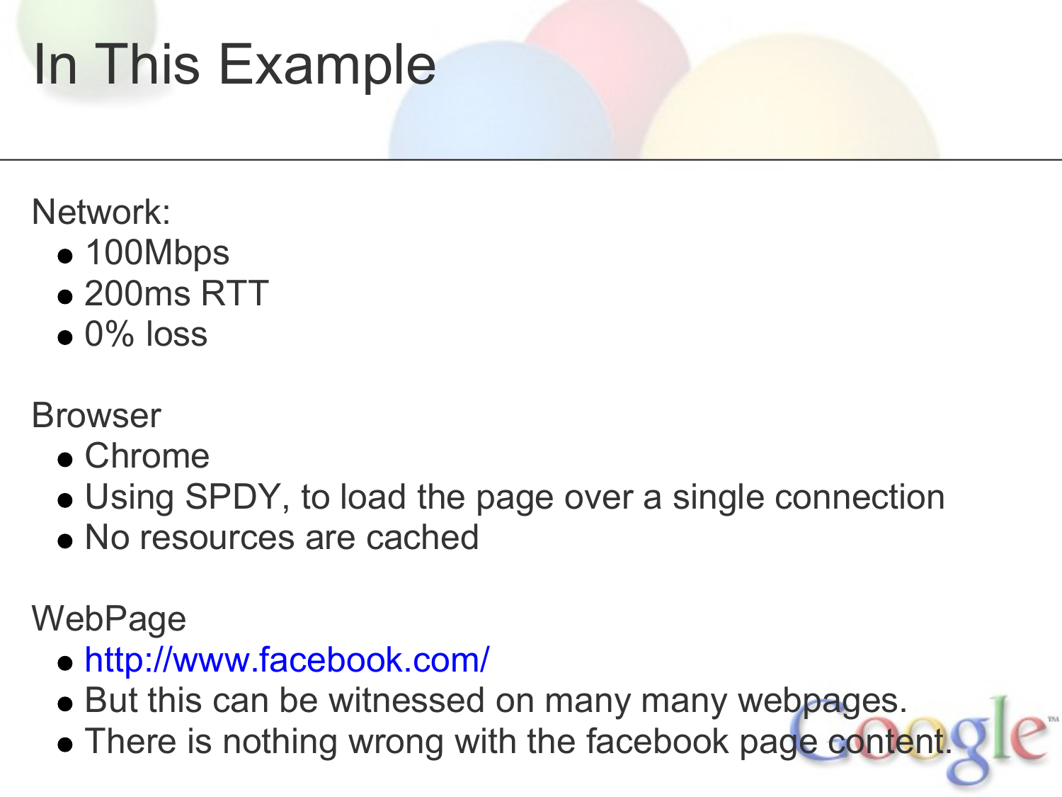# In This Example

Network:

- 100Mbps
- 200ms RTT
- 0% loss

Browser

- Chrome
- Using SPDY, to load the page over a single connection
- No resources are cached

WebPage

- http://www.facebook.com/
- But this can be witnessed on many many webpages.
- There is nothing wrong with the facebook page content.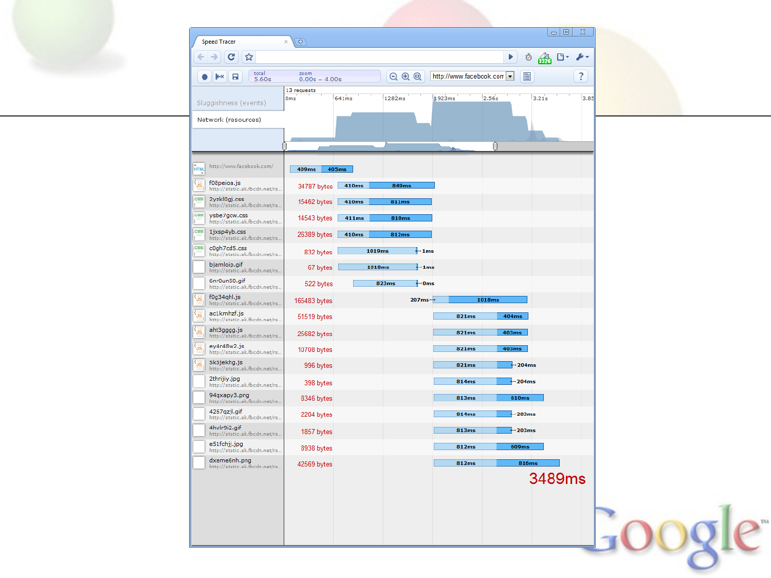Speed Tracer

total 5.60s | zoom 0.00s – 4.00s | http://www.facebook.com

13 requests

0ms | 641ms | 1282ms | 1923ms | 2.56s | 3.21s | 3.85

Sluggishness (events)

Network (resources)

| Resource | URL | Size | Timing |
| --- | --- | --- | --- |
| | http://www.facebook.com/ | | 409ms / 405ms |
| f08peioa.js | http://static.ak.fbcdn.net/rs... | 34787 bytes | 410ms / 849ms |
| 2yzkl0gj.css | http://static.ak.fbcdn.net/rs... | 15462 bytes | 410ms / 811ms |
| ysbe7gcw.css | http://static.ak.fbcdn.net/rs... | 14543 bytes | 411ms / 810ms |
| 1jxsp4yb.css | http://static.ak.fbcdn.net/rs... | 26389 bytes | 410ms / 812ms |
| c0gh7cd5.css | http://static.ak.fbcdn.net/rs... | 832 bytes | 1019ms / 1ms |
| bjamloip.gif | http://static.ak.fbcdn.net/rs... | 67 bytes | 1018ms / 1ms |
| 6nr0un50.gif | http://static.ak.fbcdn.net/rs... | 522 bytes | 823ms / 0ms |
| f0g34qhl.js | http://static.ak.fbcdn.net/rs... | 165483 bytes | 207ms / 1018ms |
| ac1kmhzf.js | http://static.ak.fbcdn.net/rs... | 51519 bytes | 821ms / 404ms |
| aht3gggg.js | http://static.ak.fbcdn.net/rs... | 25682 bytes | 821ms / 403ms |
| ey4r48w2.js | http://static.ak.fbcdn.net/rs... | 10708 bytes | 821ms / 403ms |
| 5k5jekhg.js | http://static.ak.fbcdn.net/rs... | 996 bytes | 821ms / 204ms |
| 2thrijiy.jpg | http://static.ak.fbcdn.net/rs... | 398 bytes | 814ms / 204ms |
| 94qxapy3.png | http://static.ak.fbcdn.net/rs... | 8346 bytes | 813ms / 610ms |
| 4257qzjl.gif | http://static.ak.fbcdn.net/rs... | 2204 bytes | 814ms / 203ms |
| 4hvlr9i2.gif | http://static.ak.fbcdn.net/rs... | 1857 bytes | 813ms / 203ms |
| e51fchjj.jpg | http://static.ak.fbcdn.net/rs... | 8938 bytes | 812ms / 609ms |
| dxeme6nh.png | http://static.ak.fbcdn.net/rs... | 42569 bytes | 812ms / 816ms |

3489ms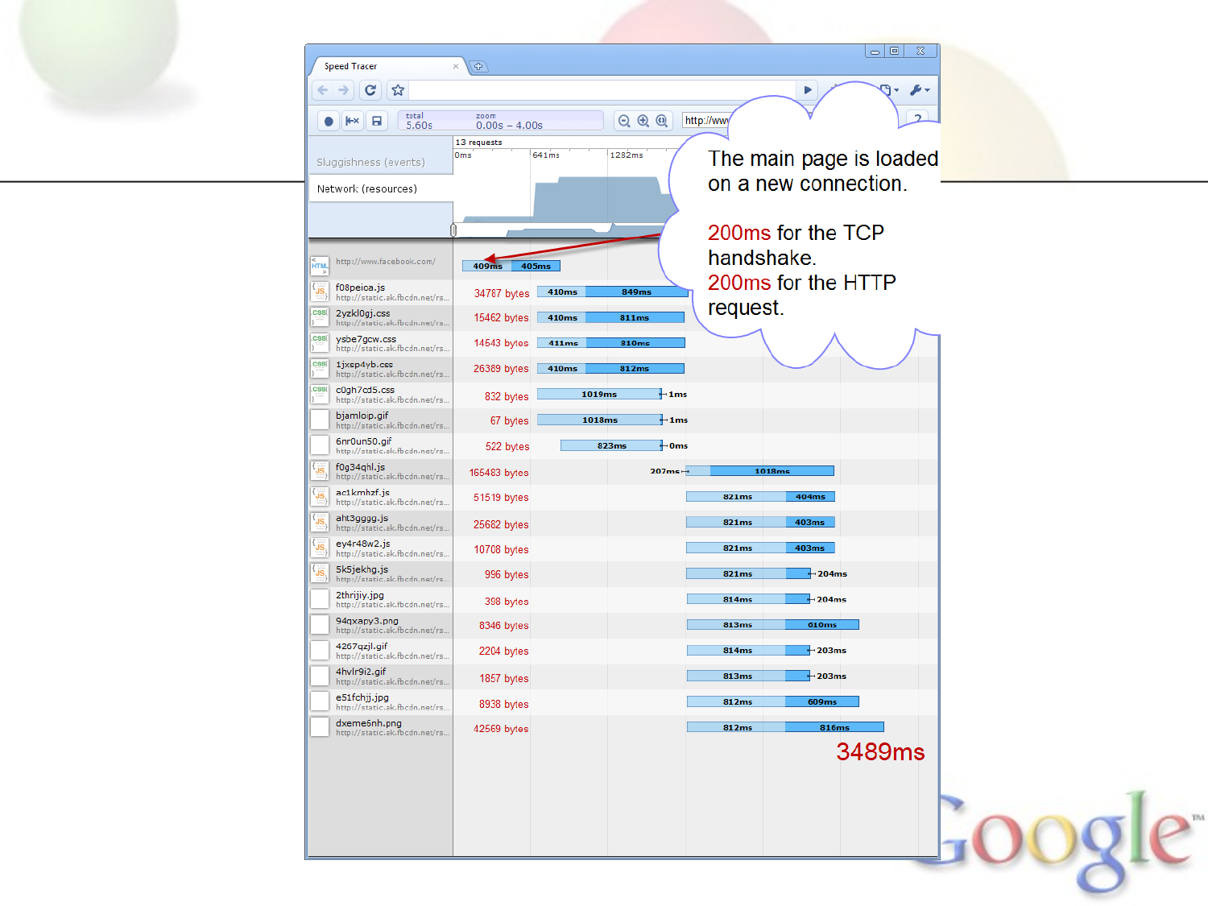The main page is loaded on a new connection.

200ms for the TCP handshake.
200ms for the HTTP request.

| Resource | URL | Size | Timing |
|---|---|---|---|
| | http://www.facebook.com/ | | 409ms / 405ms |
| f08peica.js | http://static.ak.fbcdn.net/rs... | 34787 bytes | 410ms / 849ms |
| 2yzkl0gj.css | http://static.ak.fbcdn.net/rs... | 15462 bytes | 410ms / 811ms |
| ysbe7gcw.css | http://static.ak.fbcdn.net/rs... | 14543 bytes | 411ms / 810ms |
| 1jxsp4yb.css | http://static.ak.fbcdn.net/rs... | 26389 bytes | 410ms / 812ms |
| c0gh7cd5.css | http://static.ak.fbcdn.net/rs... | 832 bytes | 1019ms / 1ms |
| bjamloip.gif | http://static.ak.fbcdn.net/rs... | 67 bytes | 1018ms / 1ms |
| 6nr0un50.gif | http://static.ak.fbcdn.net/rs... | 522 bytes | 823ms / 0ms |
| f0g34qhl.js | http://static.ak.fbcdn.net/rs... | 165483 bytes | 207ms / 1018ms |
| ac1kmhzf.js | http://static.ak.fbcdn.net/rs... | 51519 bytes | 821ms / 404ms |
| aht3gggg.js | http://static.ak.fbcdn.net/rs... | 25682 bytes | 821ms / 403ms |
| ey4r48w2.js | http://static.ak.fbcdn.net/rs... | 10708 bytes | 821ms / 403ms |
| 5k5jekhg.js | http://static.ak.fbcdn.net/rs... | 996 bytes | 821ms / 204ms |
| 2thrijiy.jpg | http://static.ak.fbcdn.net/rs... | 398 bytes | 814ms / 204ms |
| 94qxapy3.png | http://static.ak.fbcdn.net/rs... | 8346 bytes | 813ms / 610ms |
| 4267qzjl.gif | http://static.ak.fbcdn.net/rs... | 2204 bytes | 814ms / 203ms |
| 4hvlr9i2.gif | http://static.ak.fbcdn.net/rs... | 1857 bytes | 813ms / 203ms |
| e51fchjj.jpg | http://static.ak.fbcdn.net/rs... | 8938 bytes | 812ms / 609ms |
| dxeme6nh.png | http://static.ak.fbcdn.net/rs... | 42569 bytes | 812ms / 816ms |

3489ms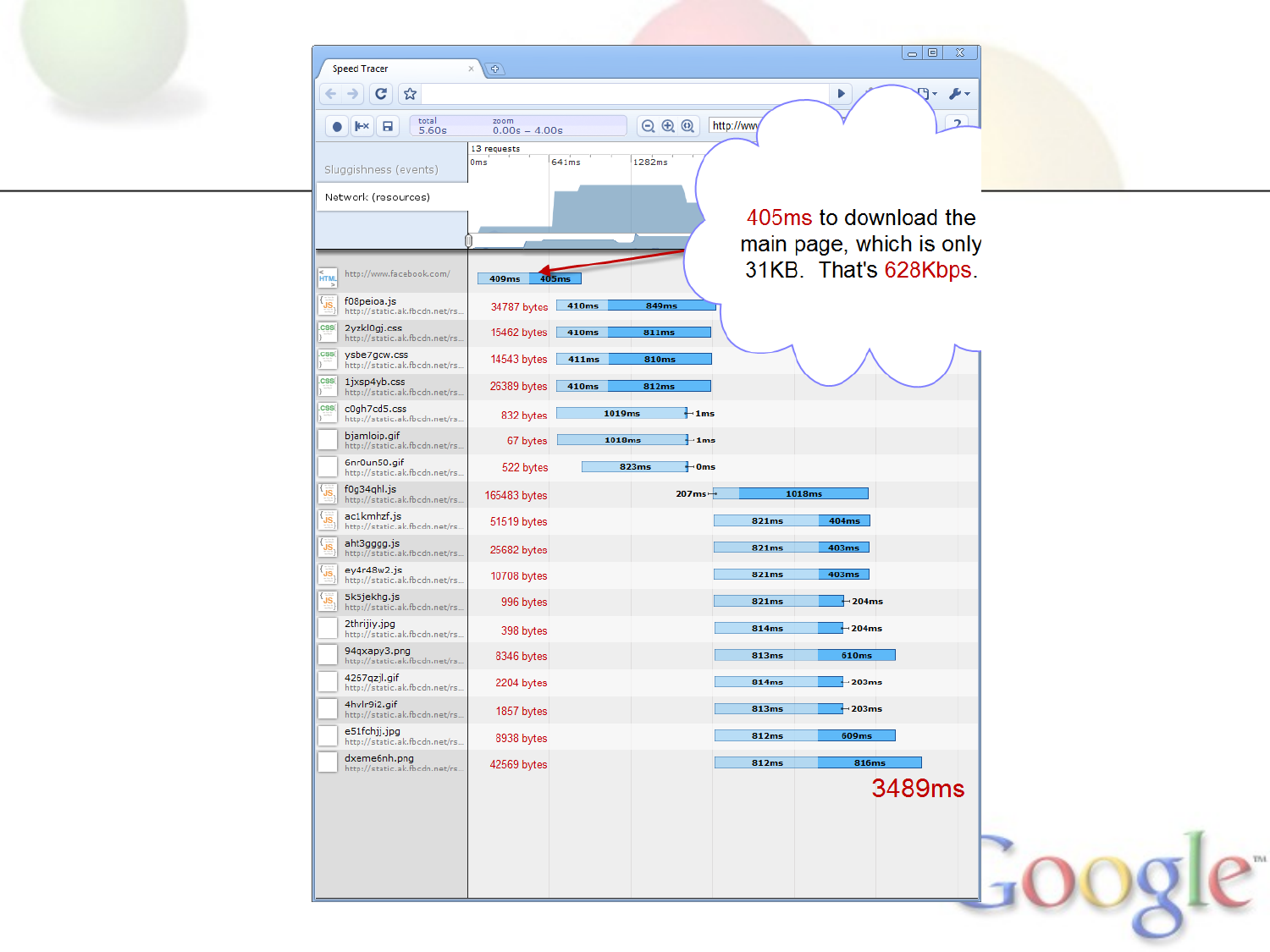405ms to download the main page, which is only 31KB. That's 628Kbps.

| Resource | Size | Timing |
|---|---|---|
| http://www.facebook.com/ | | 409ms / 405ms |
| f08peioa.js | 34787 bytes | 410ms / 849ms |
| 2yzkl0gj.css | 15462 bytes | 410ms / 811ms |
| ysbe7gcw.css | 14543 bytes | 411ms / 810ms |
| 1jxsp4yb.css | 26389 bytes | 410ms / 812ms |
| c0gh7cd5.css | 832 bytes | 1019ms / 1ms |
| bjamloip.gif | 67 bytes | 1018ms / 1ms |
| 6nr0un50.gif | 522 bytes | 823ms / 0ms |
| f0g34qhl.js | 165483 bytes | 207ms / 1018ms |
| ac1kmhzf.js | 51519 bytes | 821ms / 404ms |
| aht3gggg.js | 25682 bytes | 821ms / 403ms |
| ey4r48w2.js | 10708 bytes | 821ms / 403ms |
| 5k5jekhg.js | 996 bytes | 821ms / 204ms |
| 2thrijiy.jpg | 398 bytes | 814ms / 204ms |
| 94qxapy3.png | 8346 bytes | 813ms / 610ms |
| 4257qzjl.gif | 2204 bytes | 814ms / 203ms |
| 4hvlr9i2.gif | 1857 bytes | 813ms / 203ms |
| e51fchjj.jpg | 8938 bytes | 812ms / 609ms |
| dxeme6nh.png | 42569 bytes | 812ms / 816ms |

3489ms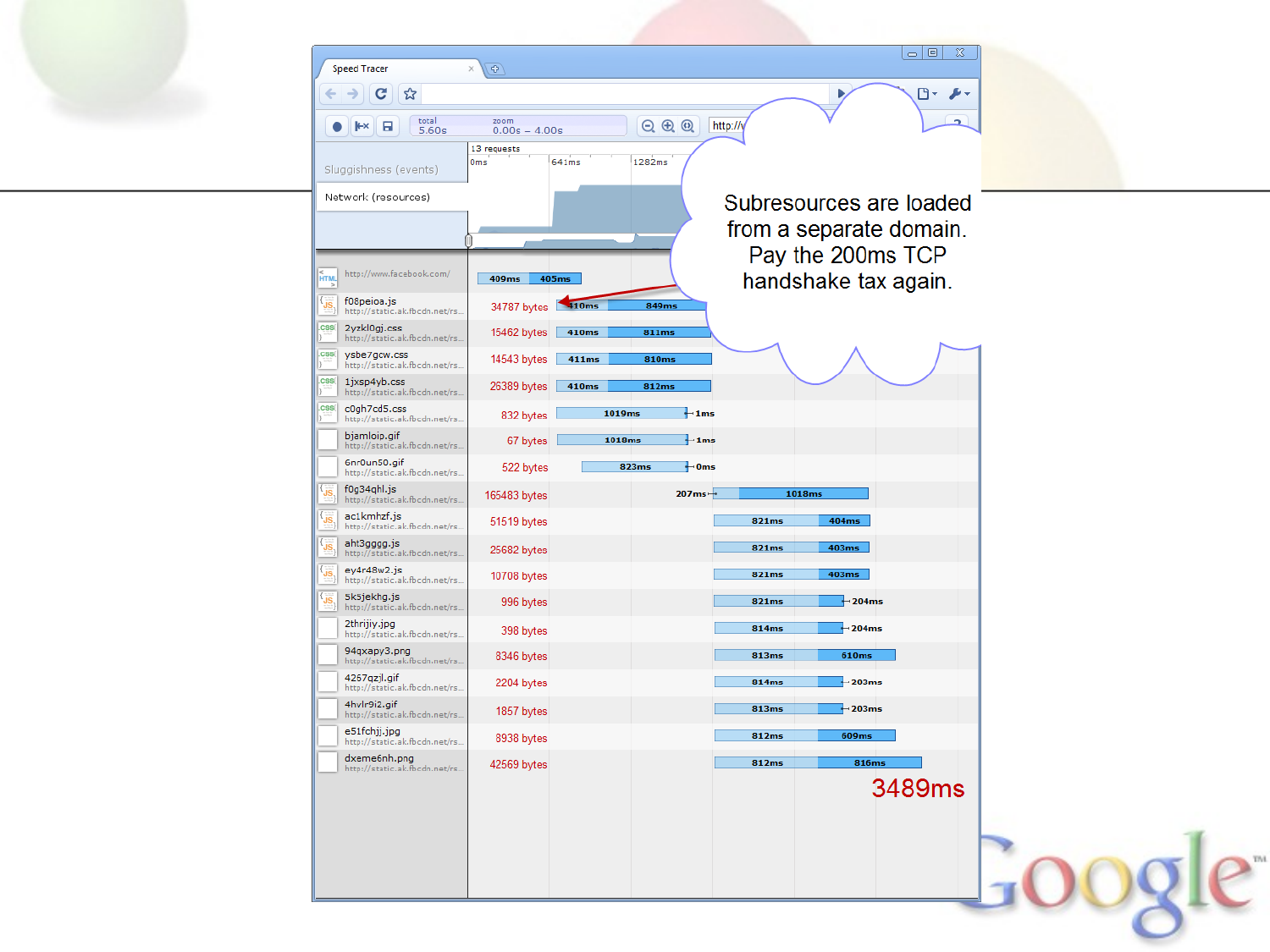Subresources are loaded from a separate domain. Pay the 200ms TCP handshake tax again.

| Resource | Size | Timing |
|---|---|---|
| http://www.facebook.com/ | | 409ms / 405ms |
| f08peioa.js (http://static.ak.fbcdn.net/rs...) | 34787 bytes | 410ms / 849ms |
| 2yzkl0gj.css (http://static.ak.fbcdn.net/rs...) | 15462 bytes | 410ms / 811ms |
| ysbe7gcw.css (http://static.ak.fbcdn.net/rs...) | 14543 bytes | 411ms / 810ms |
| 1jxsp4yb.css (http://static.ak.fbcdn.net/rs...) | 26389 bytes | 410ms / 812ms |
| c0gh7cd5.css (http://static.ak.fbcdn.net/rs...) | 832 bytes | 1019ms / 1ms |
| bjamloip.gif (http://static.ak.fbcdn.net/rs...) | 67 bytes | 1018ms / 1ms |
| 6nr0un50.gif (http://static.ak.fbcdn.net/rs...) | 522 bytes | 823ms / 0ms |
| f0g34qhl.js (http://static.ak.fbcdn.net/rs...) | 165483 bytes | 207ms / 1018ms |
| ac1kmhzf.js (http://static.ak.fbcdn.net/rs...) | 51519 bytes | 821ms / 404ms |
| aht3gggg.js (http://static.ak.fbcdn.net/rs...) | 25682 bytes | 821ms / 403ms |
| ey4r48w2.js (http://static.ak.fbcdn.net/rs...) | 10708 bytes | 821ms / 403ms |
| 5k5jekhg.js (http://static.ak.fbcdn.net/rs...) | 996 bytes | 821ms / 204ms |
| 2thrijiy.jpg (http://static.ak.fbcdn.net/rs...) | 398 bytes | 814ms / 204ms |
| 94qxapy3.png (http://static.ak.fbcdn.net/rs...) | 8346 bytes | 813ms / 610ms |
| 4257qzjl.gif (http://static.ak.fbcdn.net/rs...) | 2204 bytes | 814ms / 203ms |
| 4hvlr9i2.gif (http://static.ak.fbcdn.net/rs...) | 1857 bytes | 813ms / 203ms |
| e51fchjj.jpg (http://static.ak.fbcdn.net/rs...) | 8938 bytes | 812ms / 609ms |
| dxeme6nh.png (http://static.ak.fbcdn.net/rs...) | 42569 bytes | 812ms / 816ms |

3489ms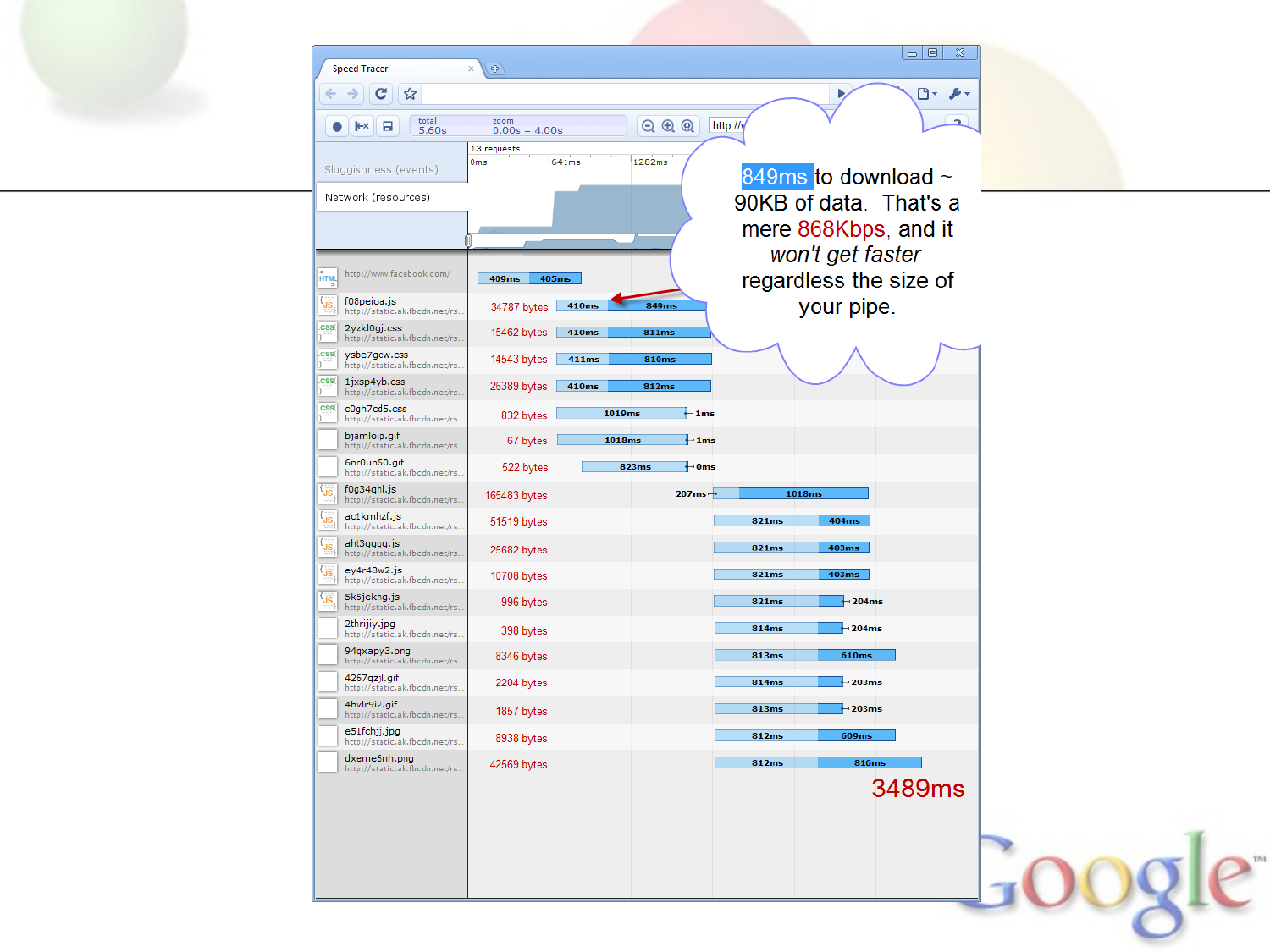849ms to download ~ 90KB of data. That's a mere 868Kbps, and it *won't get faster* regardless the size of your pipe.

| Resource | Size | Timing |
|---|---|---|
| http://www.facebook.com/ | | 409ms / 405ms |
| f08peioa.js | 34787 bytes | 410ms / 849ms |
| 2yzkl0gj.css | 15462 bytes | 410ms / 811ms |
| ysbe7gcw.css | 14543 bytes | 411ms / 810ms |
| 1jxsp4yb.css | 26389 bytes | 410ms / 812ms |
| c0gh7cd5.css | 832 bytes | 1019ms / 1ms |
| bjamloip.gif | 67 bytes | 1018ms / 1ms |
| 6nr0un50.gif | 522 bytes | 823ms / 0ms |
| f0g34qhl.js | 165483 bytes | 207ms / 1018ms |
| ac1kmhzf.js | 51519 bytes | 821ms / 404ms |
| aht3gggg.js | 25682 bytes | 821ms / 403ms |
| ey4r48w2.js | 10708 bytes | 821ms / 403ms |
| 5k5jekhg.js | 996 bytes | 821ms / 204ms |
| 2thrijiy.jpg | 398 bytes | 814ms / 204ms |
| 94qxapy3.png | 8346 bytes | 813ms / 610ms |
| 4257qzjl.gif | 2204 bytes | 814ms / 203ms |
| 4hvlr9i2.gif | 1857 bytes | 813ms / 203ms |
| e51fchjj.jpg | 8938 bytes | 812ms / 609ms |
| dxeme6nh.png | 42569 bytes | 812ms / 816ms |

3489ms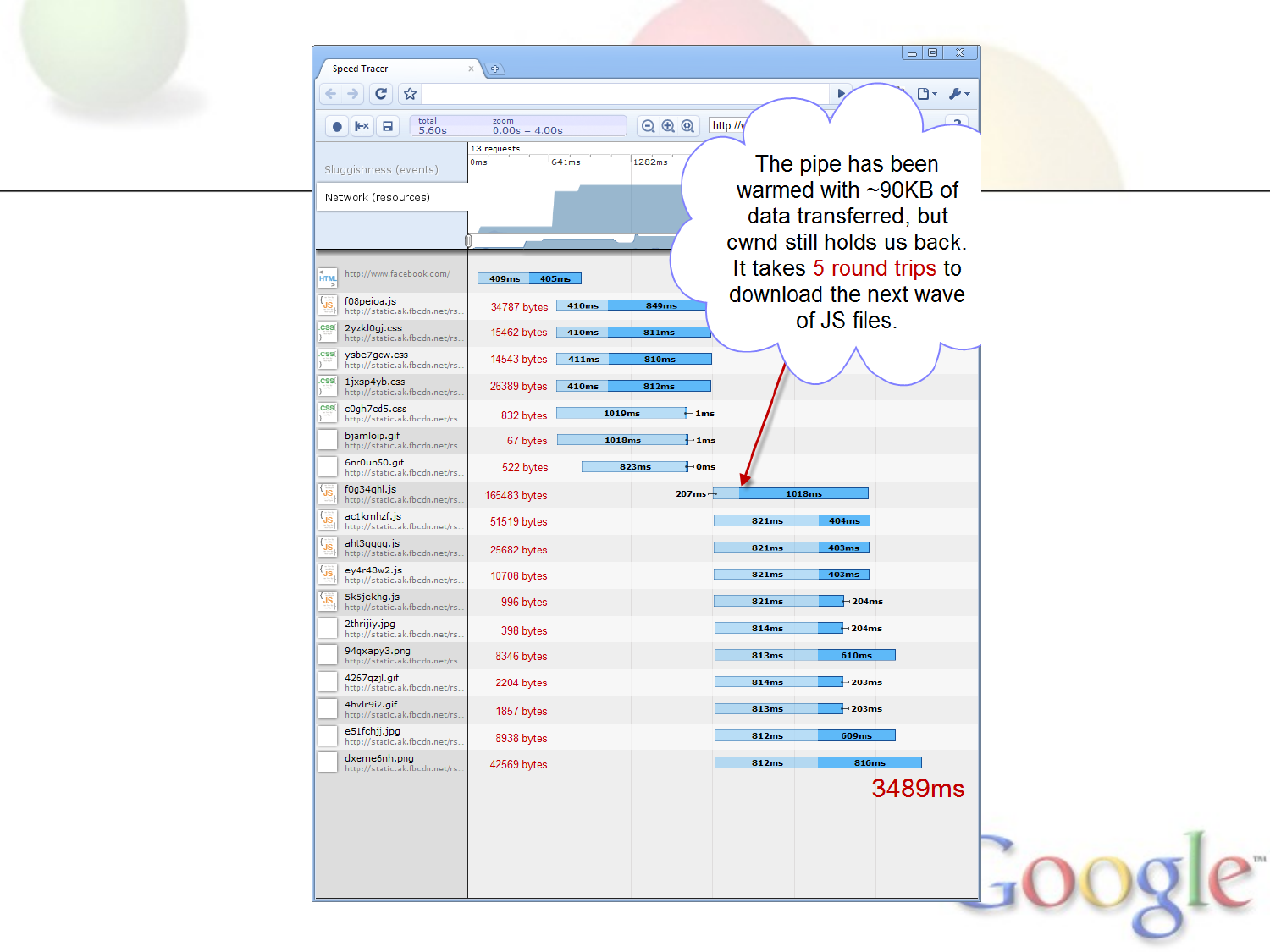The pipe has been warmed with ~90KB of data transferred, but cwnd still holds us back. It takes 5 round trips to download the next wave of JS files.

| Resource | Size | Timing |
|---|---|---|
| http://www.facebook.com/ | | 409ms / 405ms |
| f08peioa.js | 34787 bytes | 410ms / 849ms |
| 2yzkl0gj.css | 15462 bytes | 410ms / 811ms |
| ysbe7gcw.css | 14543 bytes | 411ms / 810ms |
| 1jxsp4yb.css | 26389 bytes | 410ms / 812ms |
| c0gh7cd5.css | 832 bytes | 1019ms / 1ms |
| bjamloip.gif | 67 bytes | 1018ms / 1ms |
| 6nr0un50.gif | 522 bytes | 823ms / 0ms |
| f0g34qhl.js | 165483 bytes | 207ms / 1018ms |
| ac1kmhzf.js | 51519 bytes | 821ms / 404ms |
| aht3gggg.js | 25682 bytes | 821ms / 403ms |
| ey4r48w2.js | 10708 bytes | 821ms / 403ms |
| 5k5jekhg.js | 996 bytes | 821ms / 204ms |
| 2thrijiy.jpg | 398 bytes | 814ms / 204ms |
| 94qxapy3.png | 8346 bytes | 813ms / 610ms |
| 4257qzjl.gif | 2204 bytes | 814ms / 203ms |
| 4hvlr9i2.gif | 1857 bytes | 813ms / 203ms |
| e51fchjj.jpg | 8938 bytes | 812ms / 609ms |
| dxeme6nh.png | 42569 bytes | 812ms / 816ms |

3489ms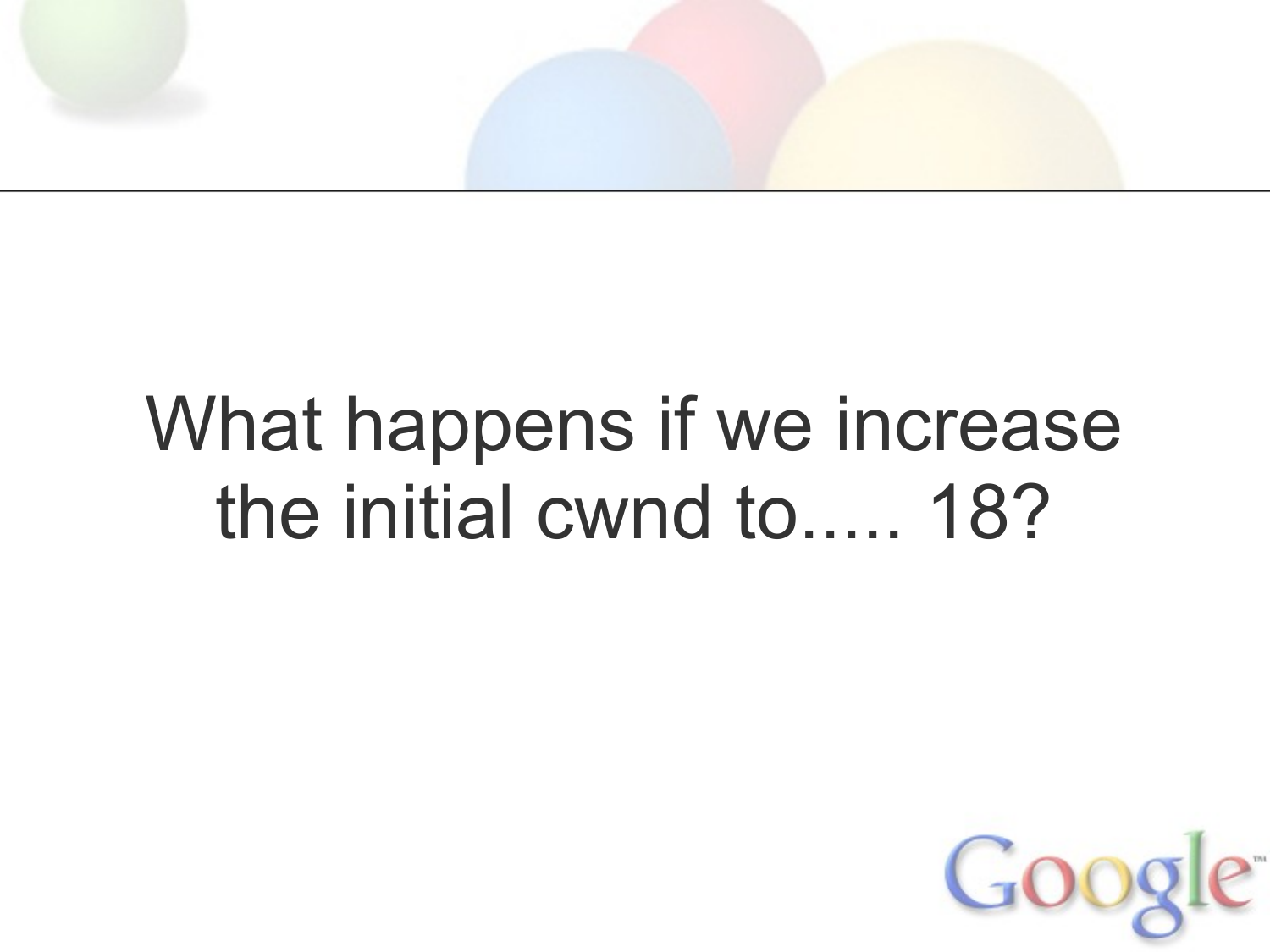What happens if we increase the initial cwnd to..... 18?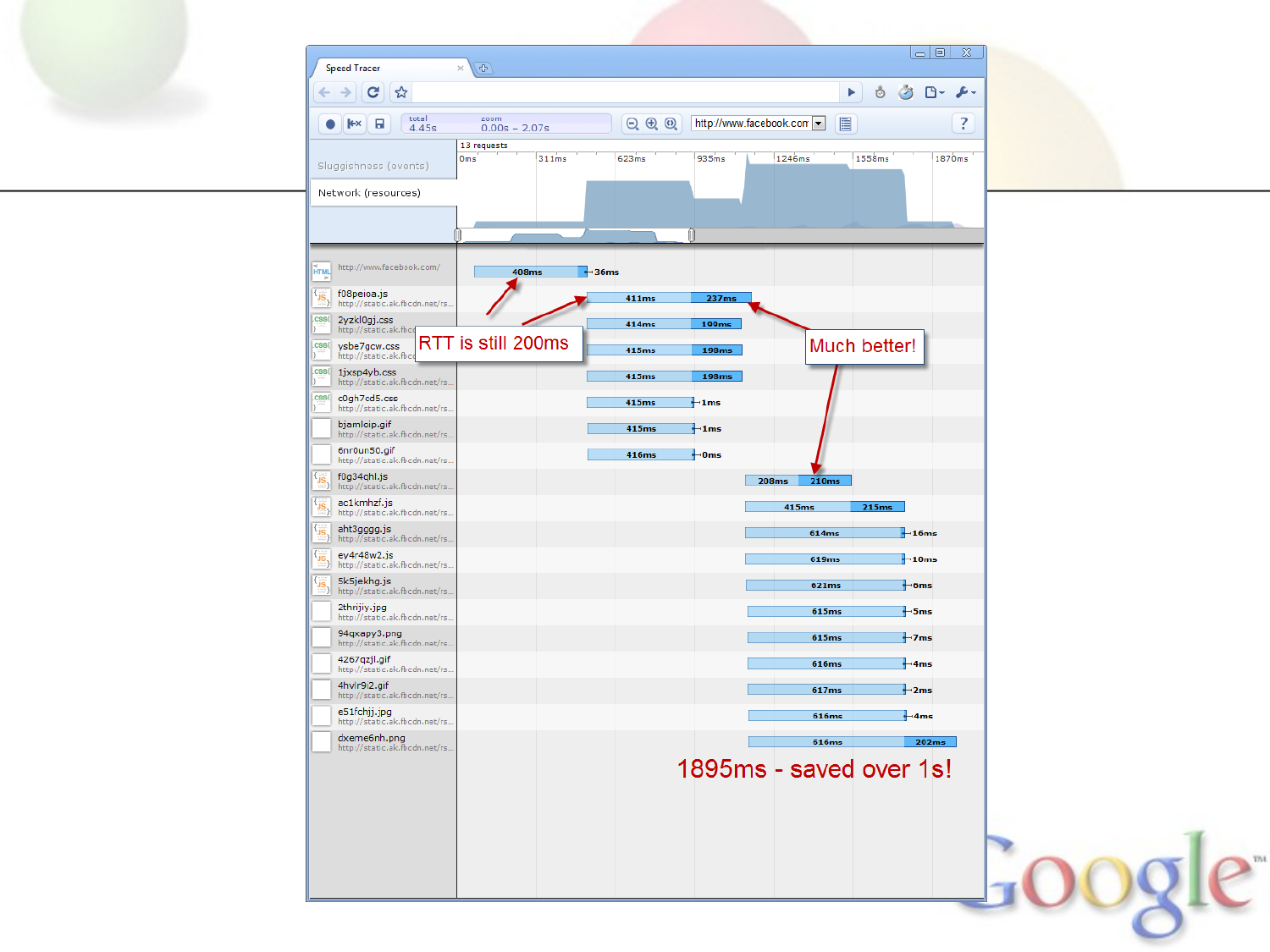RTT is still 200ms

Much better!

1895ms - saved over 1s!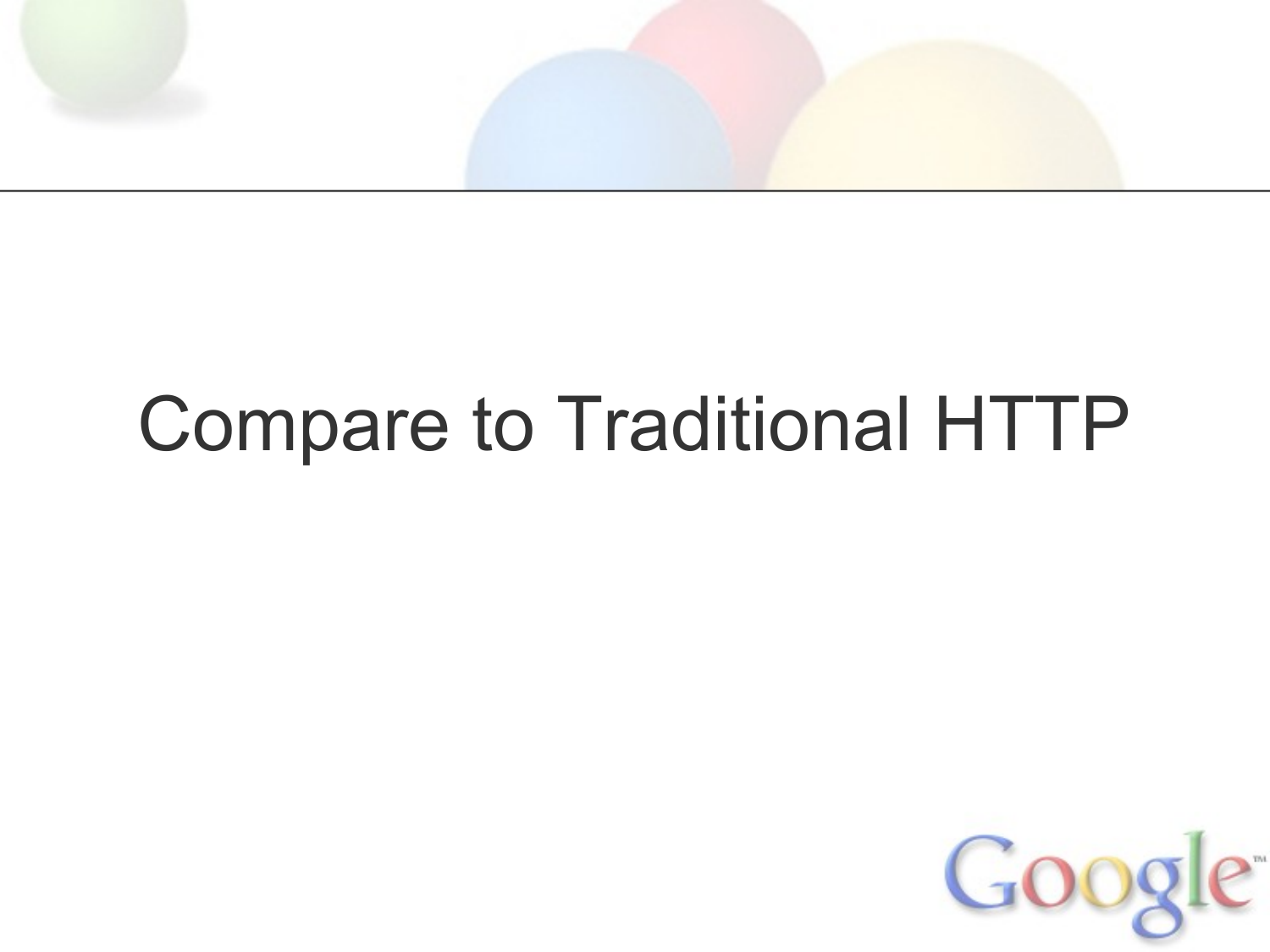# Compare to Traditional HTTP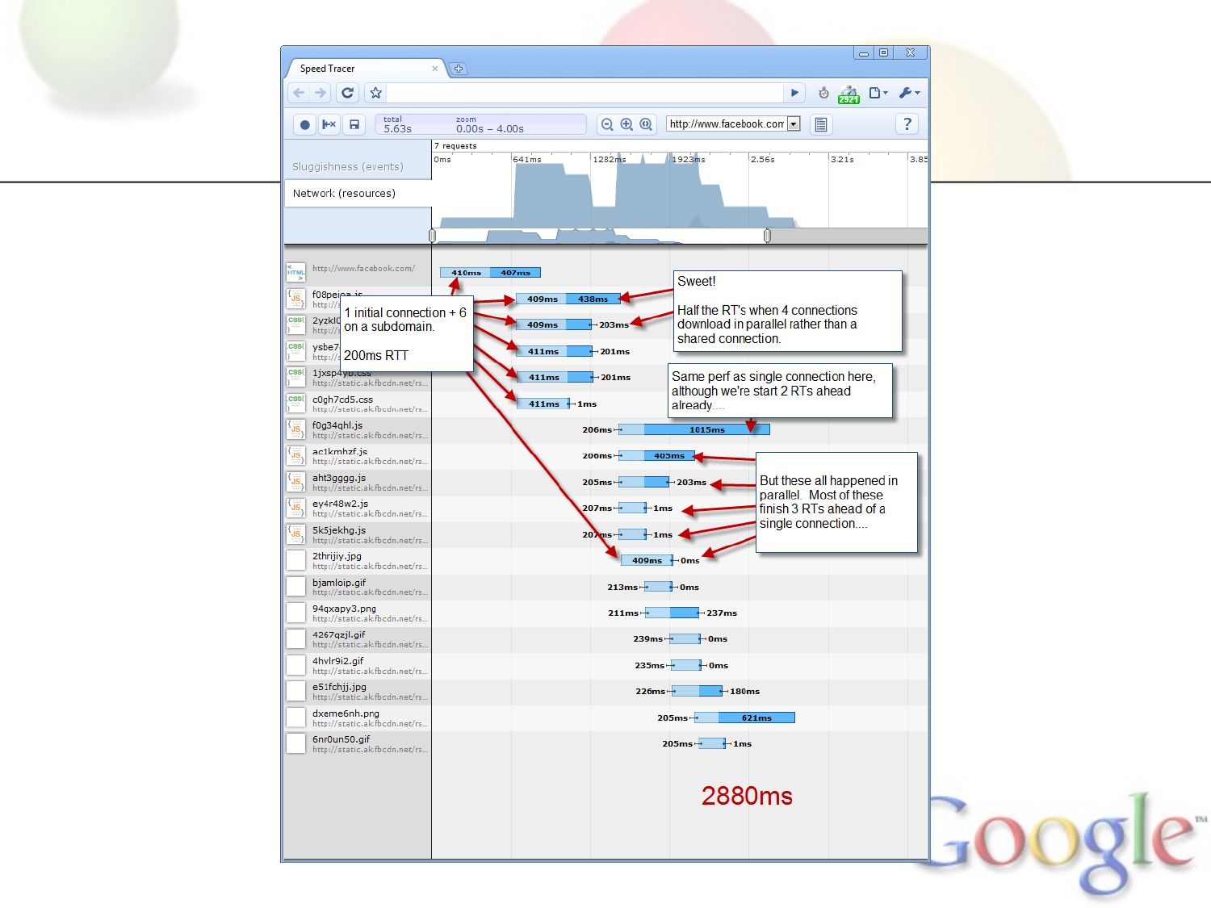1 initial connection + 6 on a subdomain.

200ms RTT

Sweet!

Half the RT's when 4 connections download in parallel rather than a shared connection.

Same perf as single connection here, although we're start 2 RTs ahead already....

But these all happened in parallel. Most of these finish 3 RTs ahead of a single connection....

2880ms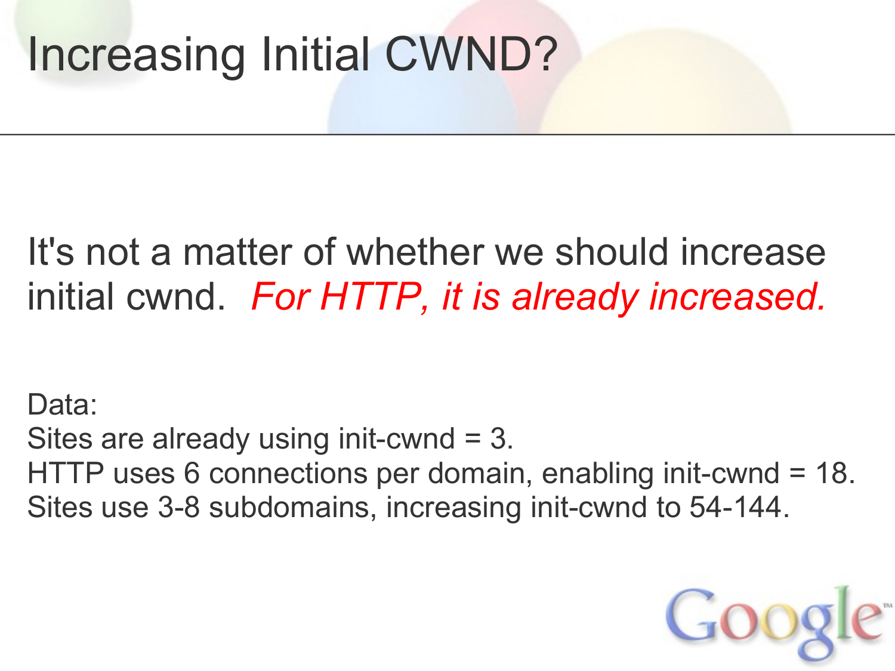# Increasing Initial CWND?

It's not a matter of whether we should increase initial cwnd. *For HTTP, it is already increased.*

Data:
Sites are already using init-cwnd = 3.
HTTP uses 6 connections per domain, enabling init-cwnd = 18.
Sites use 3-8 subdomains, increasing init-cwnd to 54-144.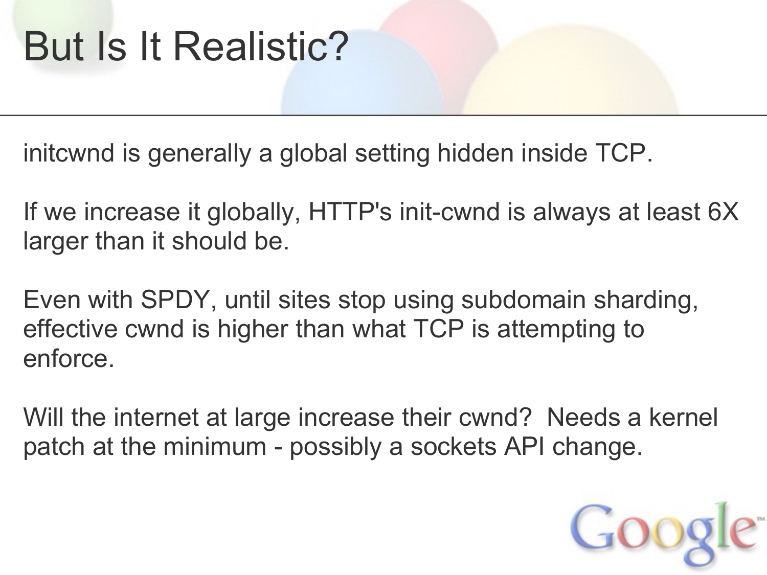# But Is It Realistic?

initcwnd is generally a global setting hidden inside TCP.

If we increase it globally, HTTP's init-cwnd is always at least 6X larger than it should be.

Even with SPDY, until sites stop using subdomain sharding, effective cwnd is higher than what TCP is attempting to enforce.

Will the internet at large increase their cwnd? Needs a kernel patch at the minimum - possibly a sockets API change.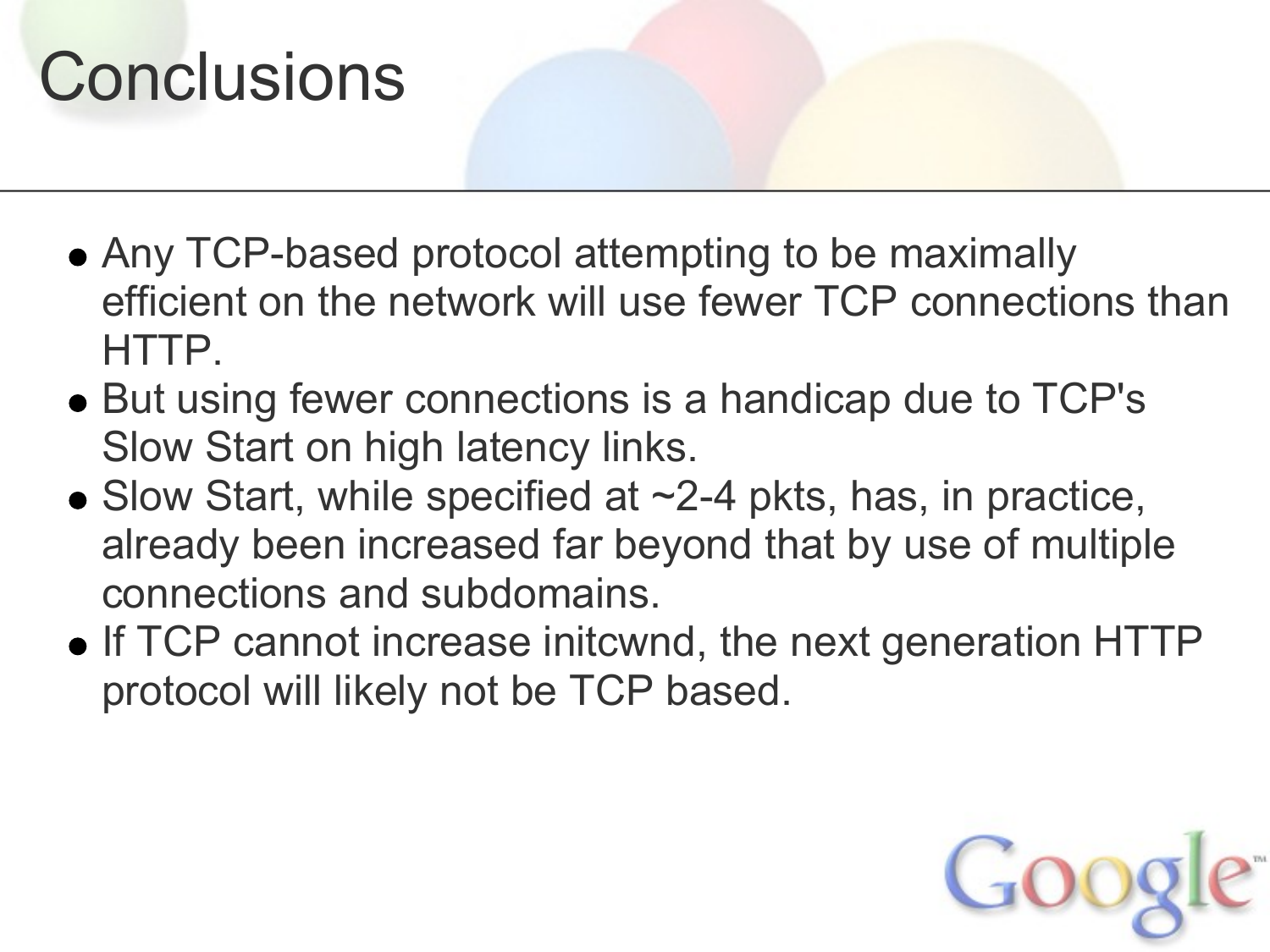# Conclusions

- Any TCP-based protocol attempting to be maximally efficient on the network will use fewer TCP connections than HTTP.
- But using fewer connections is a handicap due to TCP's Slow Start on high latency links.
- Slow Start, while specified at ~2-4 pkts, has, in practice, already been increased far beyond that by use of multiple connections and subdomains.
- If TCP cannot increase initcwnd, the next generation HTTP protocol will likely not be TCP based.